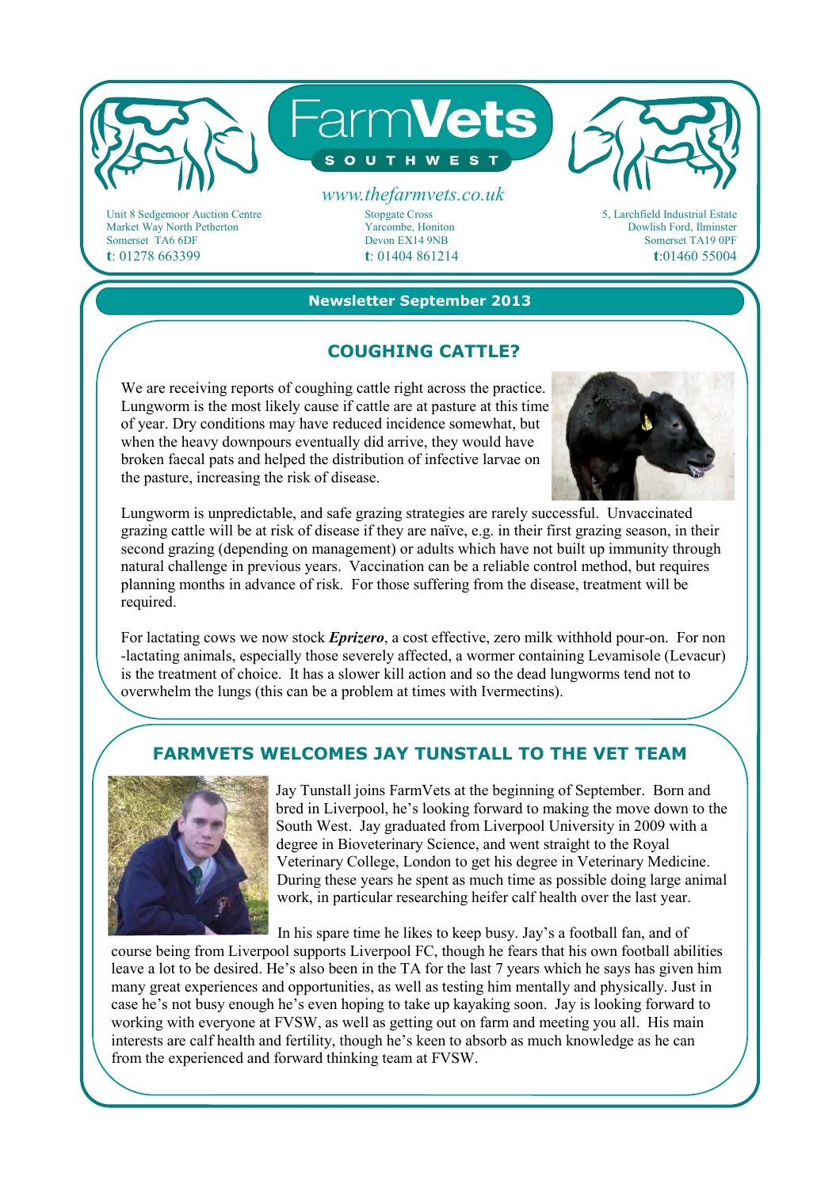# FarmVets SOUTHWEST

www.thefarmvets.co.uk

Unit 8 Sedgemoor Auction Centre
Market Way North Petherton
Somerset TA6 6DF
**t**: 01278 663399

Stopgate Cross
Yarcombe, Honiton
Devon EX14 9NB
**t**: 01404 861214

5, Larchfield Industrial Estate
Dowlish Ford, Ilminster
Somerset TA19 0PF
**t**:01460 55004

**Newsletter September 2013**

## COUGHING CATTLE?

We are receiving reports of coughing cattle right across the practice. Lungworm is the most likely cause if cattle are at pasture at this time of year. Dry conditions may have reduced incidence somewhat, but when the heavy downpours eventually did arrive, they would have broken faecal pats and helped the distribution of infective larvae on the pasture, increasing the risk of disease.

Lungworm is unpredictable, and safe grazing strategies are rarely successful. Unvaccinated grazing cattle will be at risk of disease if they are naïve, e.g. in their first grazing season, in their second grazing (depending on management) or adults which have not built up immunity through natural challenge in previous years. Vaccination can be a reliable control method, but requires planning months in advance of risk. For those suffering from the disease, treatment will be required.

For lactating cows we now stock ***Eprizero***, a cost effective, zero milk withhold pour-on. For non -lactating animals, especially those severely affected, a wormer containing Levamisole (Levacur) is the treatment of choice. It has a slower kill action and so the dead lungworms tend not to overwhelm the lungs (this can be a problem at times with Ivermectins).

## FARMVETS WELCOMES JAY TUNSTALL TO THE VET TEAM

Jay Tunstall joins FarmVets at the beginning of September. Born and bred in Liverpool, he's looking forward to making the move down to the South West. Jay graduated from Liverpool University in 2009 with a degree in Bioveterinary Science, and went straight to the Royal Veterinary College, London to get his degree in Veterinary Medicine. During these years he spent as much time as possible doing large animal work, in particular researching heifer calf health over the last year.

In his spare time he likes to keep busy. Jay's a football fan, and of course being from Liverpool supports Liverpool FC, though he fears that his own football abilities leave a lot to be desired. He's also been in the TA for the last 7 years which he says has given him many great experiences and opportunities, as well as testing him mentally and physically. Just in case he's not busy enough he's even hoping to take up kayaking soon. Jay is looking forward to working with everyone at FVSW, as well as getting out on farm and meeting you all. His main interests are calf health and fertility, though he's keen to absorb as much knowledge as he can from the experienced and forward thinking team at FVSW.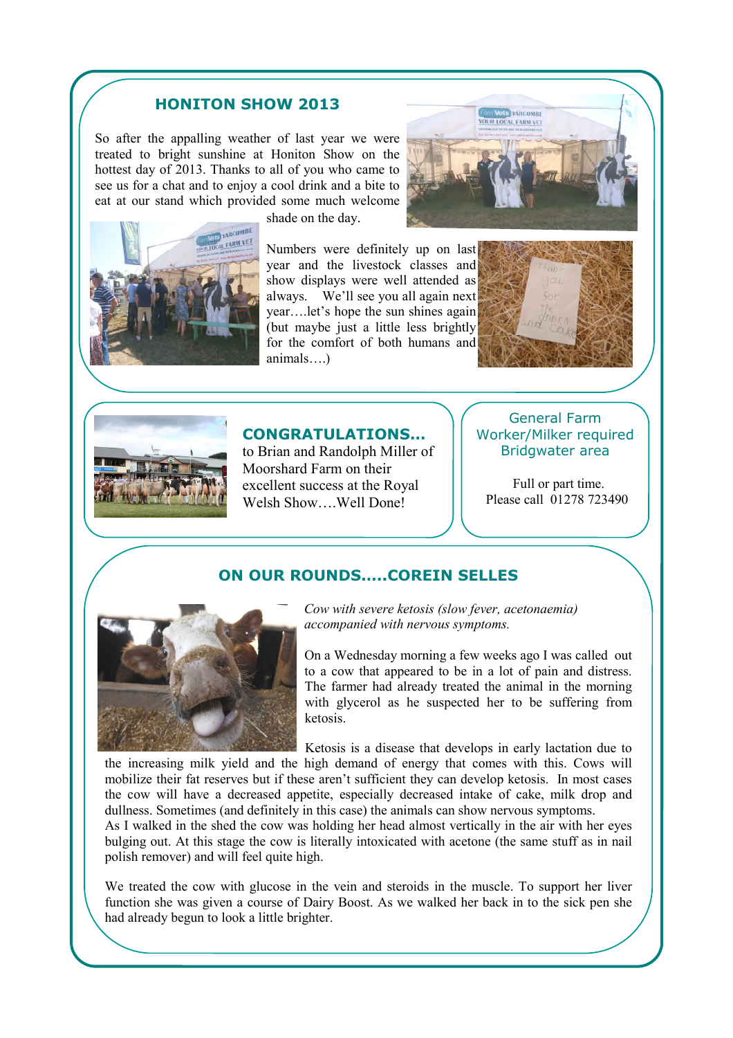## HONITON SHOW 2013

So after the appalling weather of last year we were treated to bright sunshine at Honiton Show on the hottest day of 2013. Thanks to all of you who came to see us for a chat and to enjoy a cool drink and a bite to eat at our stand which provided some much welcome shade on the day.

Numbers were definitely up on last year and the livestock classes and show displays were well attended as always. We'll see you all again next year….let's hope the sun shines again (but maybe just a little less brightly for the comfort of both humans and animals….)

## CONGRATULATIONS…

to Brian and Randolph Miller of Moorshard Farm on their excellent success at the Royal Welsh Show….Well Done!

### General Farm Worker/Milker required Bridgwater area

Full or part time.
Please call 01278 723490

## ON OUR ROUNDS…..COREIN SELLES

*Cow with severe ketosis (slow fever, acetonaemia) accompanied with nervous symptoms.*

On a Wednesday morning a few weeks ago I was called out to a cow that appeared to be in a lot of pain and distress. The farmer had already treated the animal in the morning with glycerol as he suspected her to be suffering from ketosis.

Ketosis is a disease that develops in early lactation due to the increasing milk yield and the high demand of energy that comes with this. Cows will mobilize their fat reserves but if these aren't sufficient they can develop ketosis. In most cases the cow will have a decreased appetite, especially decreased intake of cake, milk drop and dullness. Sometimes (and definitely in this case) the animals can show nervous symptoms.
As I walked in the shed the cow was holding her head almost vertically in the air with her eyes bulging out. At this stage the cow is literally intoxicated with acetone (the same stuff as in nail polish remover) and will feel quite high.

We treated the cow with glucose in the vein and steroids in the muscle. To support her liver function she was given a course of Dairy Boost. As we walked her back in to the sick pen she had already begun to look a little brighter.